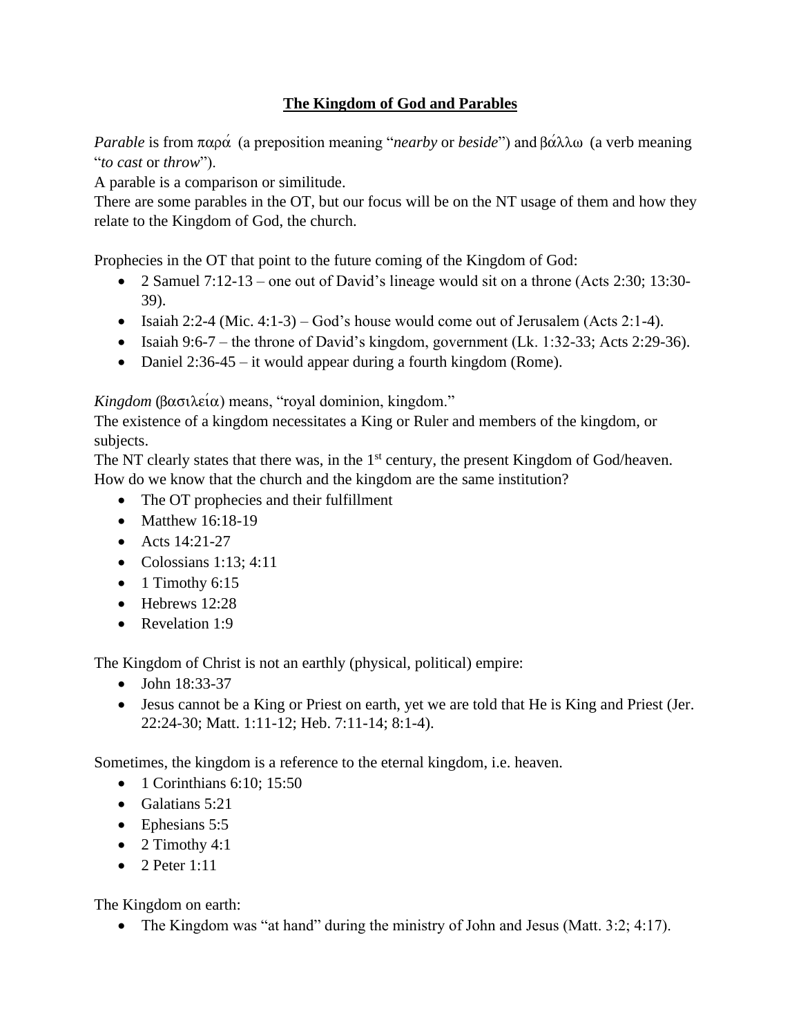# **The Kingdom of God and Parables**

*Parable* is from παρά (a preposition meaning "*nearby* or *beside*") and βάλλω (a verb meaning "*to cast* or *throw*").
A parable is a comparison or similitude.
There are some parables in the OT, but our focus will be on the NT usage of them and how they relate to the Kingdom of God, the church.

Prophecies in the OT that point to the future coming of the Kingdom of God:

- 2 Samuel 7:12-13 – one out of David's lineage would sit on a throne (Acts 2:30; 13:30-39).
- Isaiah 2:2-4 (Mic. 4:1-3) – God's house would come out of Jerusalem (Acts 2:1-4).
- Isaiah 9:6-7 – the throne of David's kingdom, government (Lk. 1:32-33; Acts 2:29-36).
- Daniel 2:36-45 – it would appear during a fourth kingdom (Rome).

*Kingdom* (βασιλεία) means, "royal dominion, kingdom."
The existence of a kingdom necessitates a King or Ruler and members of the kingdom, or subjects.
The NT clearly states that there was, in the 1st century, the present Kingdom of God/heaven.
How do we know that the church and the kingdom are the same institution?

- The OT prophecies and their fulfillment
- Matthew 16:18-19
- Acts 14:21-27
- Colossians 1:13; 4:11
- 1 Timothy 6:15
- Hebrews 12:28
- Revelation 1:9

The Kingdom of Christ is not an earthly (physical, political) empire:

- John 18:33-37
- Jesus cannot be a King or Priest on earth, yet we are told that He is King and Priest (Jer. 22:24-30; Matt. 1:11-12; Heb. 7:11-14; 8:1-4).

Sometimes, the kingdom is a reference to the eternal kingdom, i.e. heaven.

- 1 Corinthians 6:10; 15:50
- Galatians 5:21
- Ephesians 5:5
- 2 Timothy 4:1
- 2 Peter 1:11

The Kingdom on earth:

- The Kingdom was "at hand" during the ministry of John and Jesus (Matt. 3:2; 4:17).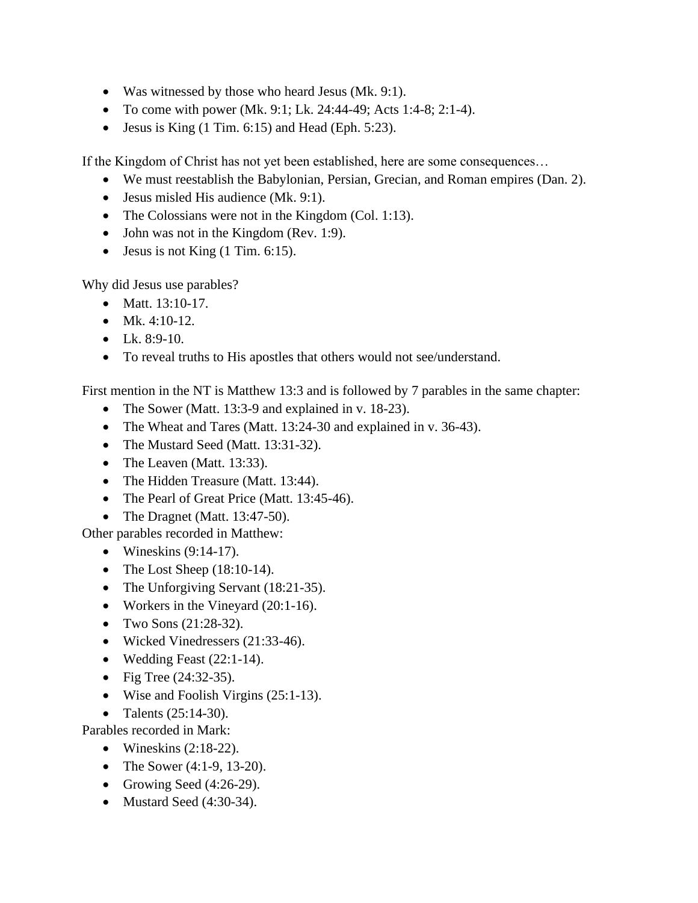- Was witnessed by those who heard Jesus (Mk. 9:1).
- To come with power (Mk. 9:1; Lk. 24:44-49; Acts 1:4-8; 2:1-4).
- Jesus is King (1 Tim. 6:15) and Head (Eph. 5:23).

If the Kingdom of Christ has not yet been established, here are some consequences…

- We must reestablish the Babylonian, Persian, Grecian, and Roman empires (Dan. 2).
- Jesus misled His audience (Mk. 9:1).
- The Colossians were not in the Kingdom (Col. 1:13).
- John was not in the Kingdom (Rev. 1:9).
- Jesus is not King (1 Tim. 6:15).

Why did Jesus use parables?

- Matt. 13:10-17.
- Mk. 4:10-12.
- Lk. 8:9-10.
- To reveal truths to His apostles that others would not see/understand.

First mention in the NT is Matthew 13:3 and is followed by 7 parables in the same chapter:

- The Sower (Matt. 13:3-9 and explained in v. 18-23).
- The Wheat and Tares (Matt. 13:24-30 and explained in v. 36-43).
- The Mustard Seed (Matt. 13:31-32).
- The Leaven (Matt. 13:33).
- The Hidden Treasure (Matt. 13:44).
- The Pearl of Great Price (Matt. 13:45-46).
- The Dragnet (Matt. 13:47-50).

Other parables recorded in Matthew:

- Wineskins (9:14-17).
- The Lost Sheep (18:10-14).
- The Unforgiving Servant (18:21-35).
- Workers in the Vineyard (20:1-16).
- Two Sons (21:28-32).
- Wicked Vinedressers (21:33-46).
- Wedding Feast (22:1-14).
- Fig Tree (24:32-35).
- Wise and Foolish Virgins (25:1-13).
- Talents (25:14-30).

Parables recorded in Mark:

- Wineskins (2:18-22).
- The Sower (4:1-9, 13-20).
- Growing Seed (4:26-29).
- Mustard Seed (4:30-34).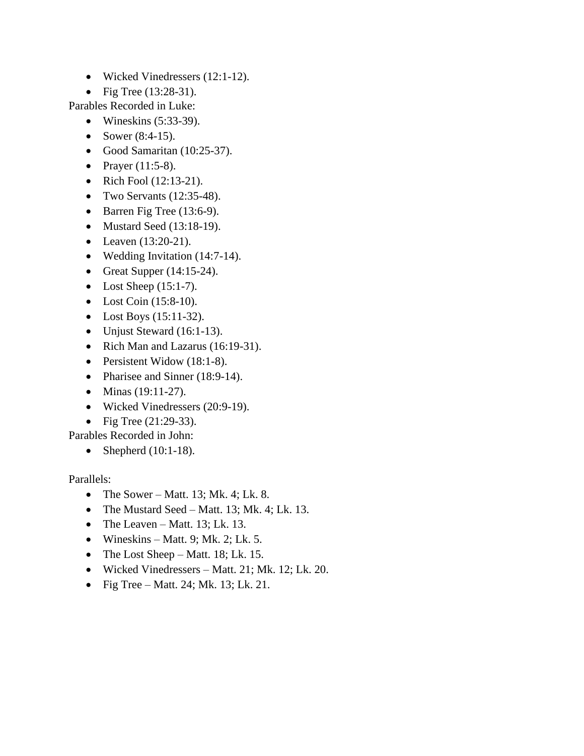- Wicked Vinedressers (12:1-12).
- Fig Tree (13:28-31).

Parables Recorded in Luke:

- Wineskins (5:33-39).
- Sower (8:4-15).
- Good Samaritan (10:25-37).
- Prayer (11:5-8).
- Rich Fool (12:13-21).
- Two Servants (12:35-48).
- Barren Fig Tree (13:6-9).
- Mustard Seed (13:18-19).
- Leaven (13:20-21).
- Wedding Invitation (14:7-14).
- Great Supper (14:15-24).
- Lost Sheep (15:1-7).
- Lost Coin (15:8-10).
- Lost Boys (15:11-32).
- Unjust Steward (16:1-13).
- Rich Man and Lazarus (16:19-31).
- Persistent Widow (18:1-8).
- Pharisee and Sinner (18:9-14).
- Minas (19:11-27).
- Wicked Vinedressers (20:9-19).
- Fig Tree (21:29-33).

Parables Recorded in John:

- Shepherd (10:1-18).

Parallels:

- The Sower – Matt. 13; Mk. 4; Lk. 8.
- The Mustard Seed – Matt. 13; Mk. 4; Lk. 13.
- The Leaven – Matt. 13; Lk. 13.
- Wineskins – Matt. 9; Mk. 2; Lk. 5.
- The Lost Sheep – Matt. 18; Lk. 15.
- Wicked Vinedressers – Matt. 21; Mk. 12; Lk. 20.
- Fig Tree – Matt. 24; Mk. 13; Lk. 21.